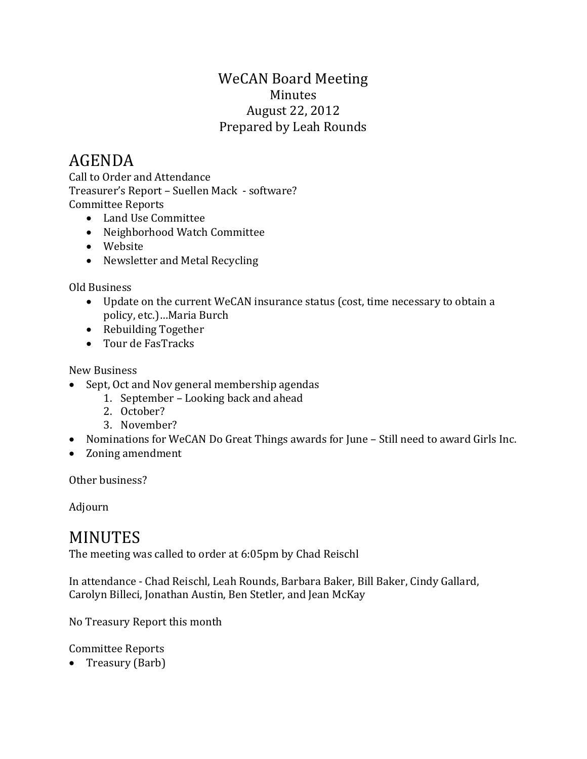# WeCAN Board Meeting

Minutes

August 22, 2012

Prepared by Leah Rounds

## AGENDA

Call to Order and Attendance

Treasurer's Report – Suellen Mack - software?

Committee Reports

- Land Use Committee
- Neighborhood Watch Committee
- Website
- Newsletter and Metal Recycling

Old Business

- Update on the current WeCAN insurance status (cost, time necessary to obtain a policy, etc.)…Maria Burch
- Rebuilding Together
- Tour de FasTracks

New Business

- Sept, Oct and Nov general membership agendas
    1. September – Looking back and ahead
    2. October?
    3. November?
- Nominations for WeCAN Do Great Things awards for June – Still need to award Girls Inc.
- Zoning amendment

Other business?

Adjourn

## MINUTES

The meeting was called to order at 6:05pm by Chad Reischl

In attendance - Chad Reischl, Leah Rounds, Barbara Baker, Bill Baker, Cindy Gallard, Carolyn Billeci, Jonathan Austin, Ben Stetler, and Jean McKay

No Treasury Report this month

Committee Reports

- Treasury (Barb)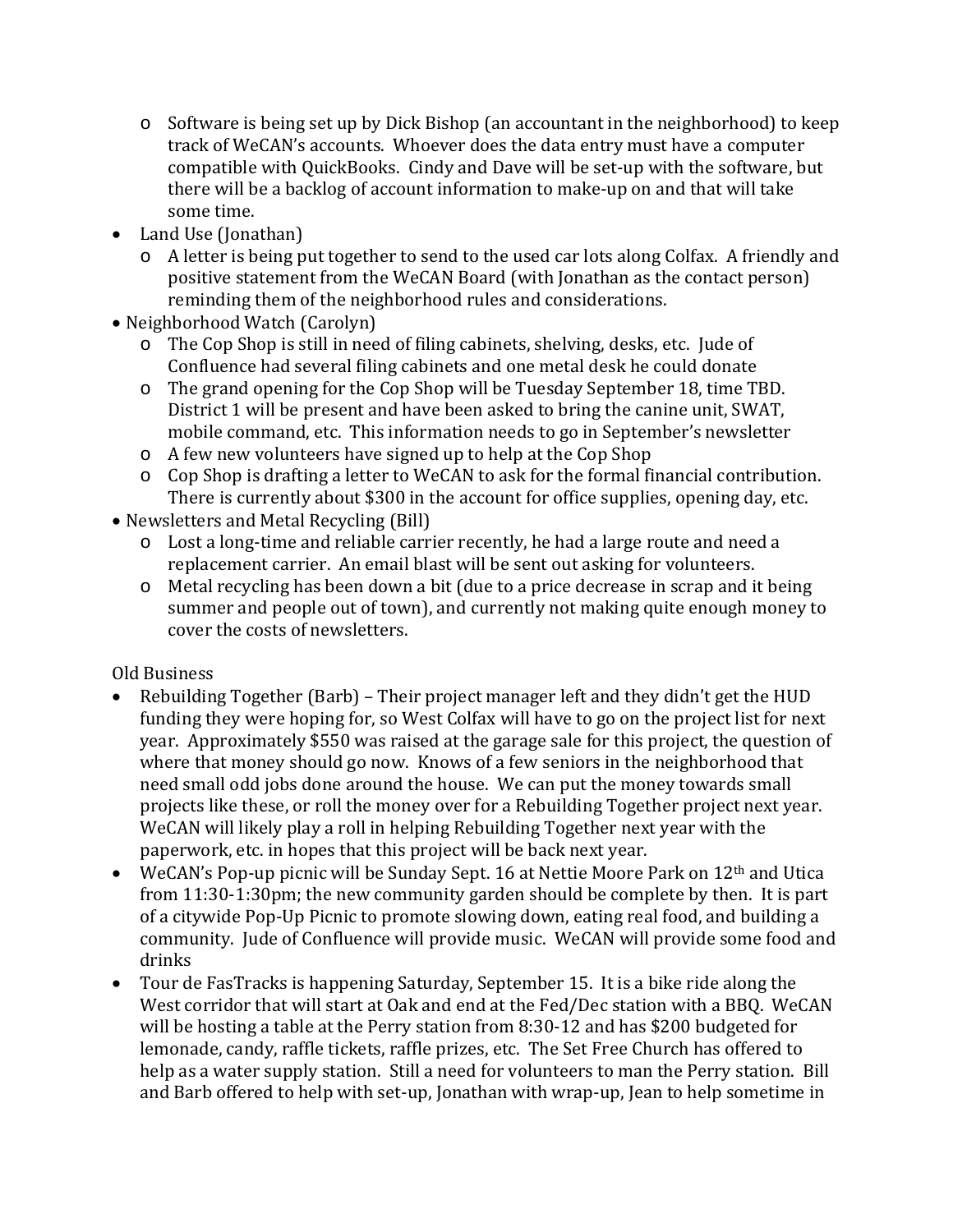- Software is being set up by Dick Bishop (an accountant in the neighborhood) to keep track of WeCAN's accounts. Whoever does the data entry must have a computer compatible with QuickBooks. Cindy and Dave will be set-up with the software, but there will be a backlog of account information to make-up on and that will take some time.
- Land Use (Jonathan)
  - A letter is being put together to send to the used car lots along Colfax. A friendly and positive statement from the WeCAN Board (with Jonathan as the contact person) reminding them of the neighborhood rules and considerations.
- Neighborhood Watch (Carolyn)
  - The Cop Shop is still in need of filing cabinets, shelving, desks, etc. Jude of Confluence had several filing cabinets and one metal desk he could donate
  - The grand opening for the Cop Shop will be Tuesday September 18, time TBD. District 1 will be present and have been asked to bring the canine unit, SWAT, mobile command, etc. This information needs to go in September's newsletter
  - A few new volunteers have signed up to help at the Cop Shop
  - Cop Shop is drafting a letter to WeCAN to ask for the formal financial contribution. There is currently about $300 in the account for office supplies, opening day, etc.
- Newsletters and Metal Recycling (Bill)
  - Lost a long-time and reliable carrier recently, he had a large route and need a replacement carrier. An email blast will be sent out asking for volunteers.
  - Metal recycling has been down a bit (due to a price decrease in scrap and it being summer and people out of town), and currently not making quite enough money to cover the costs of newsletters.

Old Business

- Rebuilding Together (Barb) – Their project manager left and they didn't get the HUD funding they were hoping for, so West Colfax will have to go on the project list for next year. Approximately $550 was raised at the garage sale for this project, the question of where that money should go now. Knows of a few seniors in the neighborhood that need small odd jobs done around the house. We can put the money towards small projects like these, or roll the money over for a Rebuilding Together project next year. WeCAN will likely play a roll in helping Rebuilding Together next year with the paperwork, etc. in hopes that this project will be back next year.
- WeCAN's Pop-up picnic will be Sunday Sept. 16 at Nettie Moore Park on 12th and Utica from 11:30-1:30pm; the new community garden should be complete by then. It is part of a citywide Pop-Up Picnic to promote slowing down, eating real food, and building a community. Jude of Confluence will provide music. WeCAN will provide some food and drinks
- Tour de FasTracks is happening Saturday, September 15. It is a bike ride along the West corridor that will start at Oak and end at the Fed/Dec station with a BBQ. WeCAN will be hosting a table at the Perry station from 8:30-12 and has $200 budgeted for lemonade, candy, raffle tickets, raffle prizes, etc. The Set Free Church has offered to help as a water supply station. Still a need for volunteers to man the Perry station. Bill and Barb offered to help with set-up, Jonathan with wrap-up, Jean to help sometime in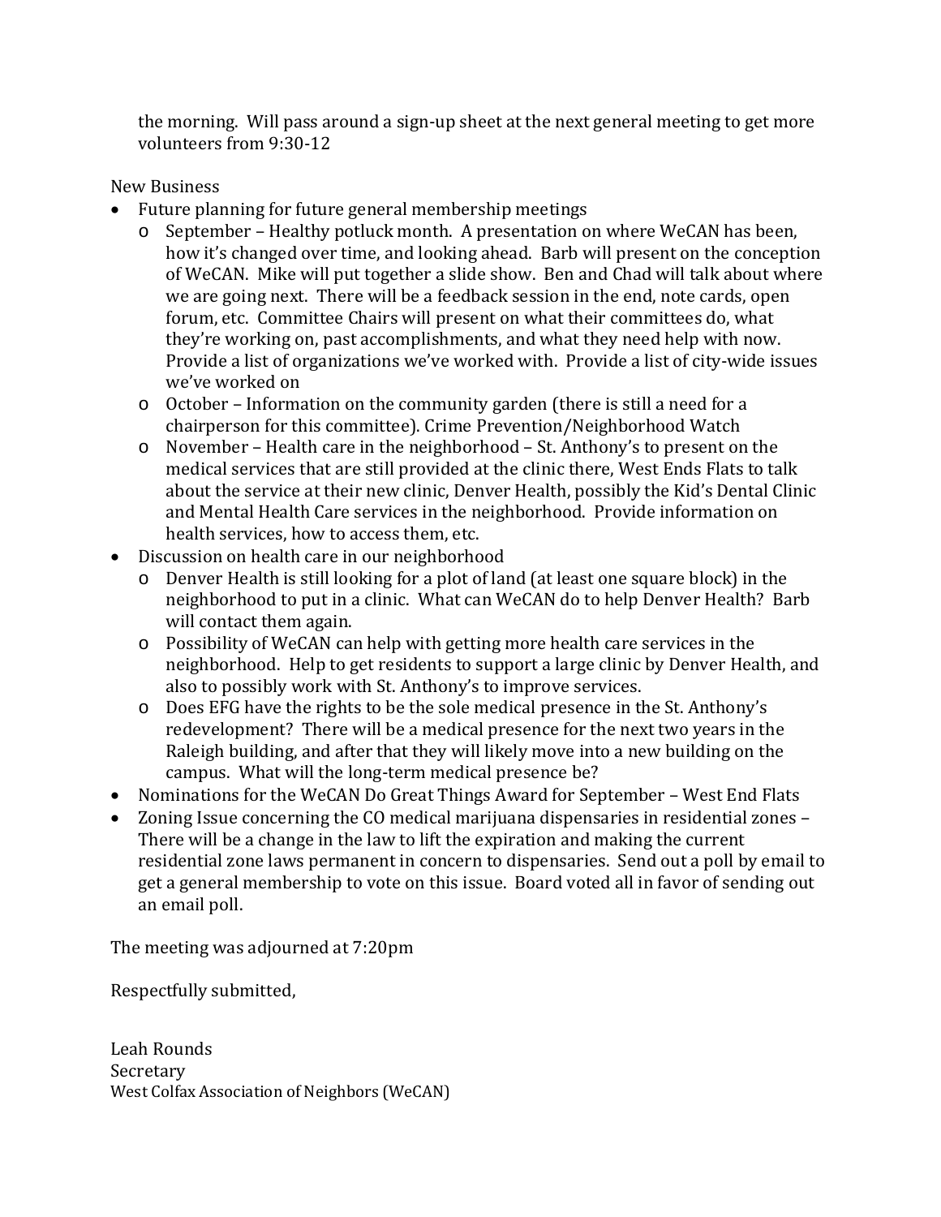the morning. Will pass around a sign-up sheet at the next general meeting to get more volunteers from 9:30-12

New Business

- Future planning for future general membership meetings
  - September – Healthy potluck month. A presentation on where WeCAN has been, how it's changed over time, and looking ahead. Barb will present on the conception of WeCAN. Mike will put together a slide show. Ben and Chad will talk about where we are going next. There will be a feedback session in the end, note cards, open forum, etc. Committee Chairs will present on what their committees do, what they're working on, past accomplishments, and what they need help with now. Provide a list of organizations we've worked with. Provide a list of city-wide issues we've worked on
  - October – Information on the community garden (there is still a need for a chairperson for this committee). Crime Prevention/Neighborhood Watch
  - November – Health care in the neighborhood – St. Anthony's to present on the medical services that are still provided at the clinic there, West Ends Flats to talk about the service at their new clinic, Denver Health, possibly the Kid's Dental Clinic and Mental Health Care services in the neighborhood. Provide information on health services, how to access them, etc.
- Discussion on health care in our neighborhood
  - Denver Health is still looking for a plot of land (at least one square block) in the neighborhood to put in a clinic. What can WeCAN do to help Denver Health? Barb will contact them again.
  - Possibility of WeCAN can help with getting more health care services in the neighborhood. Help to get residents to support a large clinic by Denver Health, and also to possibly work with St. Anthony's to improve services.
  - Does EFG have the rights to be the sole medical presence in the St. Anthony's redevelopment? There will be a medical presence for the next two years in the Raleigh building, and after that they will likely move into a new building on the campus. What will the long-term medical presence be?
- Nominations for the WeCAN Do Great Things Award for September – West End Flats
- Zoning Issue concerning the CO medical marijuana dispensaries in residential zones – There will be a change in the law to lift the expiration and making the current residential zone laws permanent in concern to dispensaries. Send out a poll by email to get a general membership to vote on this issue. Board voted all in favor of sending out an email poll.

The meeting was adjourned at 7:20pm

Respectfully submitted,

Leah Rounds
Secretary
West Colfax Association of Neighbors (WeCAN)